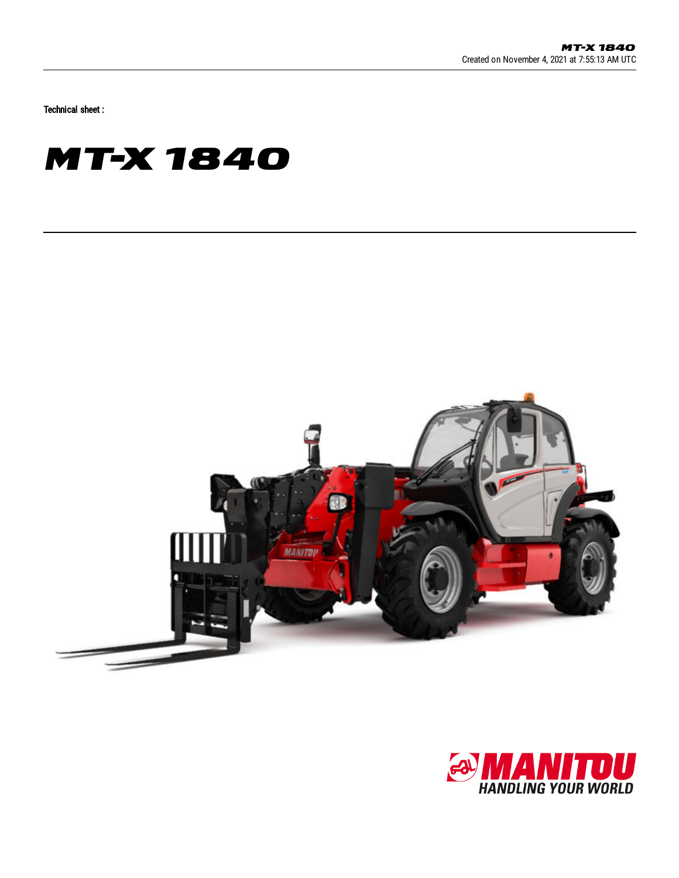Technical sheet :

# MT-X 1840

MANITOU
HANDLING YOUR WORLD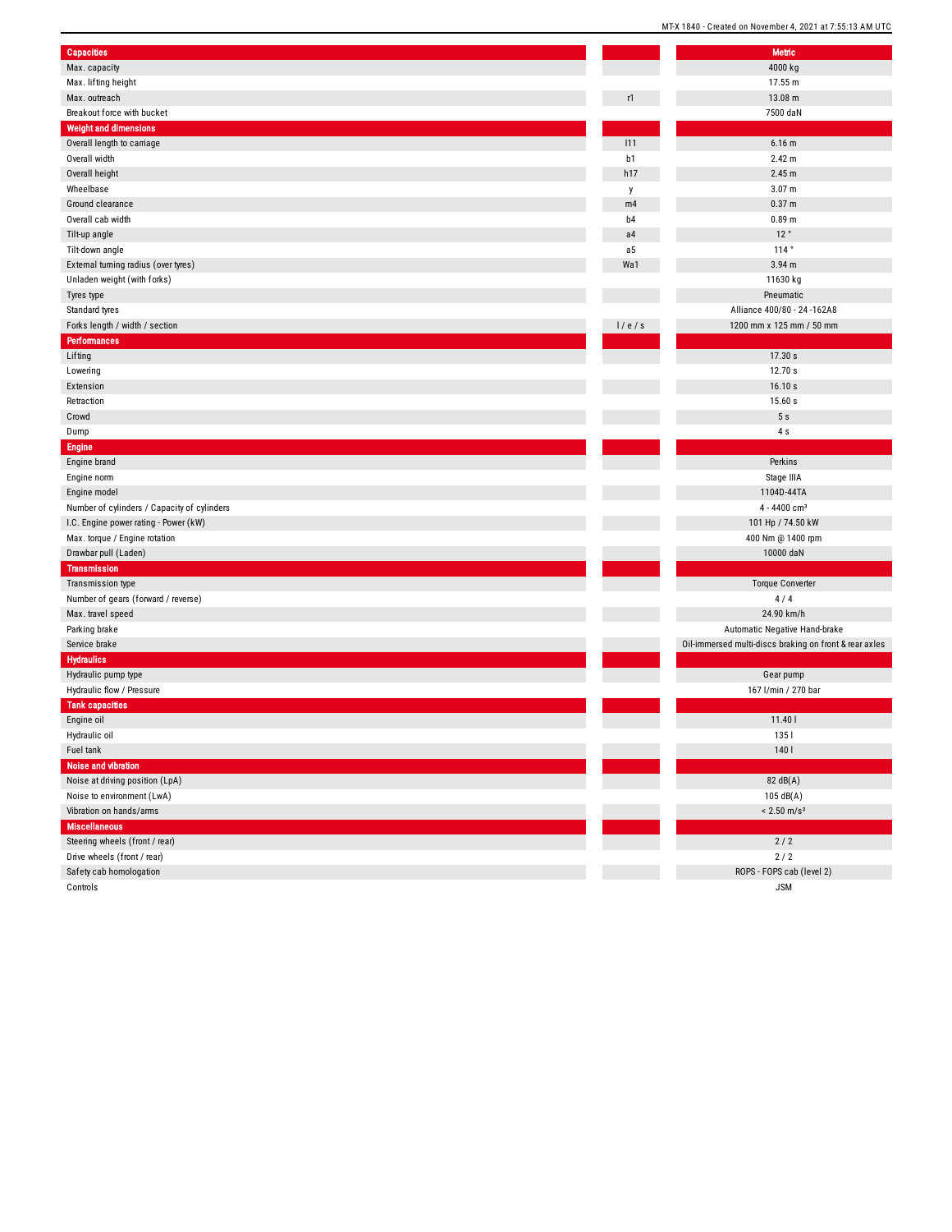| Capacities | | Metric |
|---|---|---|
| Max. capacity | | 4000 kg |
| Max. lifting height | | 17.55 m |
| Max. outreach | r1 | 13.08 m |
| Breakout force with bucket | | 7500 daN |
| **Weight and dimensions** | | |
| Overall length to carriage | l11 | 6.16 m |
| Overall width | b1 | 2.42 m |
| Overall height | h17 | 2.45 m |
| Wheelbase | y | 3.07 m |
| Ground clearance | m4 | 0.37 m |
| Overall cab width | b4 | 0.89 m |
| Tilt-up angle | a4 | 12 ° |
| Tilt-down angle | a5 | 114 ° |
| External turning radius (over tyres) | Wa1 | 3.94 m |
| Unladen weight (with forks) | | 11630 kg |
| Tyres type | | Pneumatic |
| Standard tyres | | Alliance 400/80 - 24 -162A8 |
| Forks length / width / section | l / e / s | 1200 mm x 125 mm / 50 mm |
| **Performances** | | |
| Lifting | | 17.30 s |
| Lowering | | 12.70 s |
| Extension | | 16.10 s |
| Retraction | | 15.60 s |
| Crowd | | 5 s |
| Dump | | 4 s |
| **Engine** | | |
| Engine brand | | Perkins |
| Engine norm | | Stage IIIA |
| Engine model | | 1104D-44TA |
| Number of cylinders / Capacity of cylinders | | 4 - 4400 cm³ |
| I.C. Engine power rating - Power (kW) | | 101 Hp / 74.50 kW |
| Max. torque / Engine rotation | | 400 Nm @ 1400 rpm |
| Drawbar pull (Laden) | | 10000 daN |
| **Transmission** | | |
| Transmission type | | Torque Converter |
| Number of gears (forward / reverse) | | 4 / 4 |
| Max. travel speed | | 24.90 km/h |
| Parking brake | | Automatic Negative Hand-brake |
| Service brake | | Oil-immersed multi-discs braking on front & rear axles |
| **Hydraulics** | | |
| Hydraulic pump type | | Gear pump |
| Hydraulic flow / Pressure | | 167 l/min / 270 bar |
| **Tank capacities** | | |
| Engine oil | | 11.40 l |
| Hydraulic oil | | 135 l |
| Fuel tank | | 140 l |
| **Noise and vibration** | | |
| Noise at driving position (LpA) | | 82 dB(A) |
| Noise to environment (LwA) | | 105 dB(A) |
| Vibration on hands/arms | | < 2.50 m/s² |
| **Miscellaneous** | | |
| Steering wheels (front / rear) | | 2 / 2 |
| Drive wheels (front / rear) | | 2 / 2 |
| Safety cab homologation | | ROPS - FOPS cab (level 2) |
| Controls | | JSM |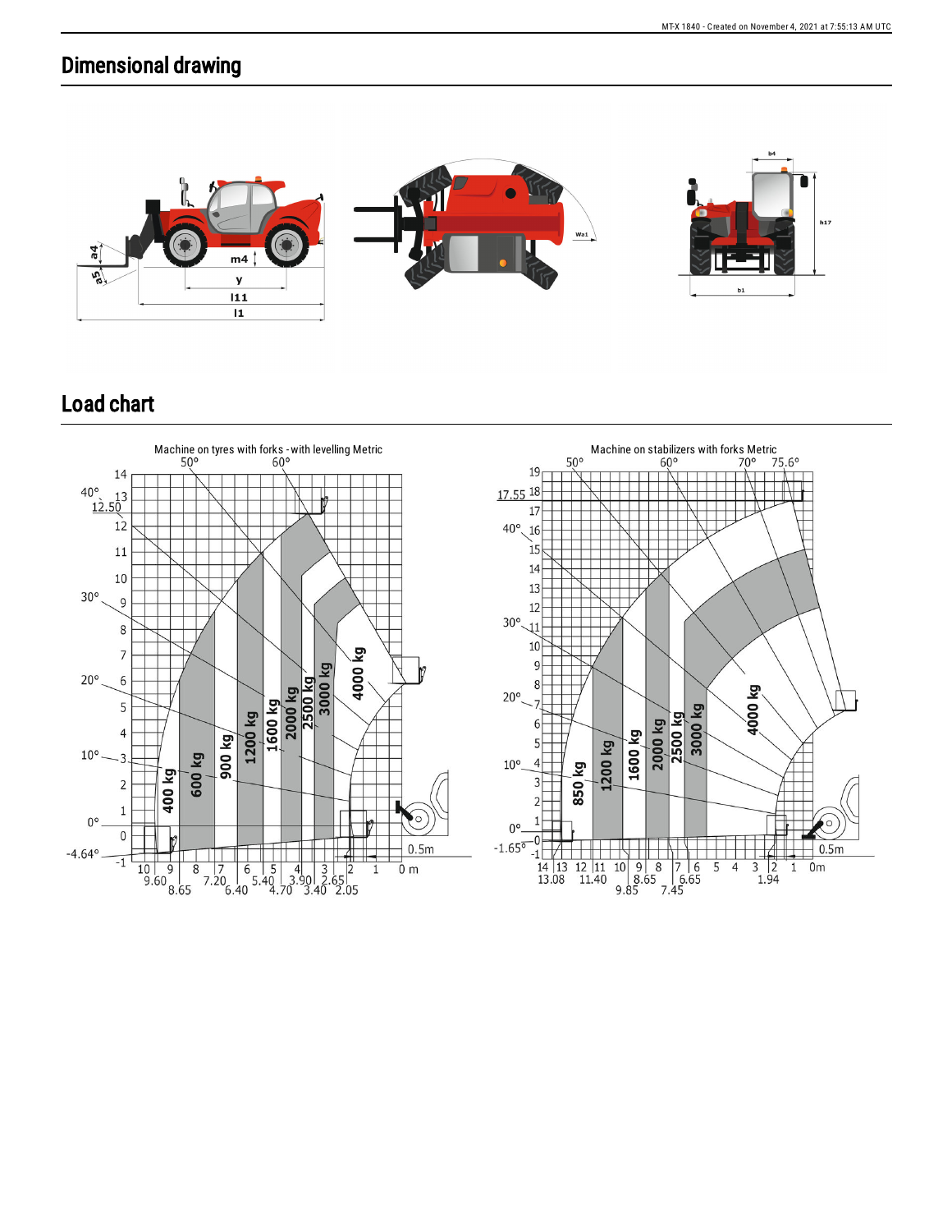## Dimensional drawing

## Load chart

Machine on tyres with forks - with levelling Metric

Machine on stabilizers with forks Metric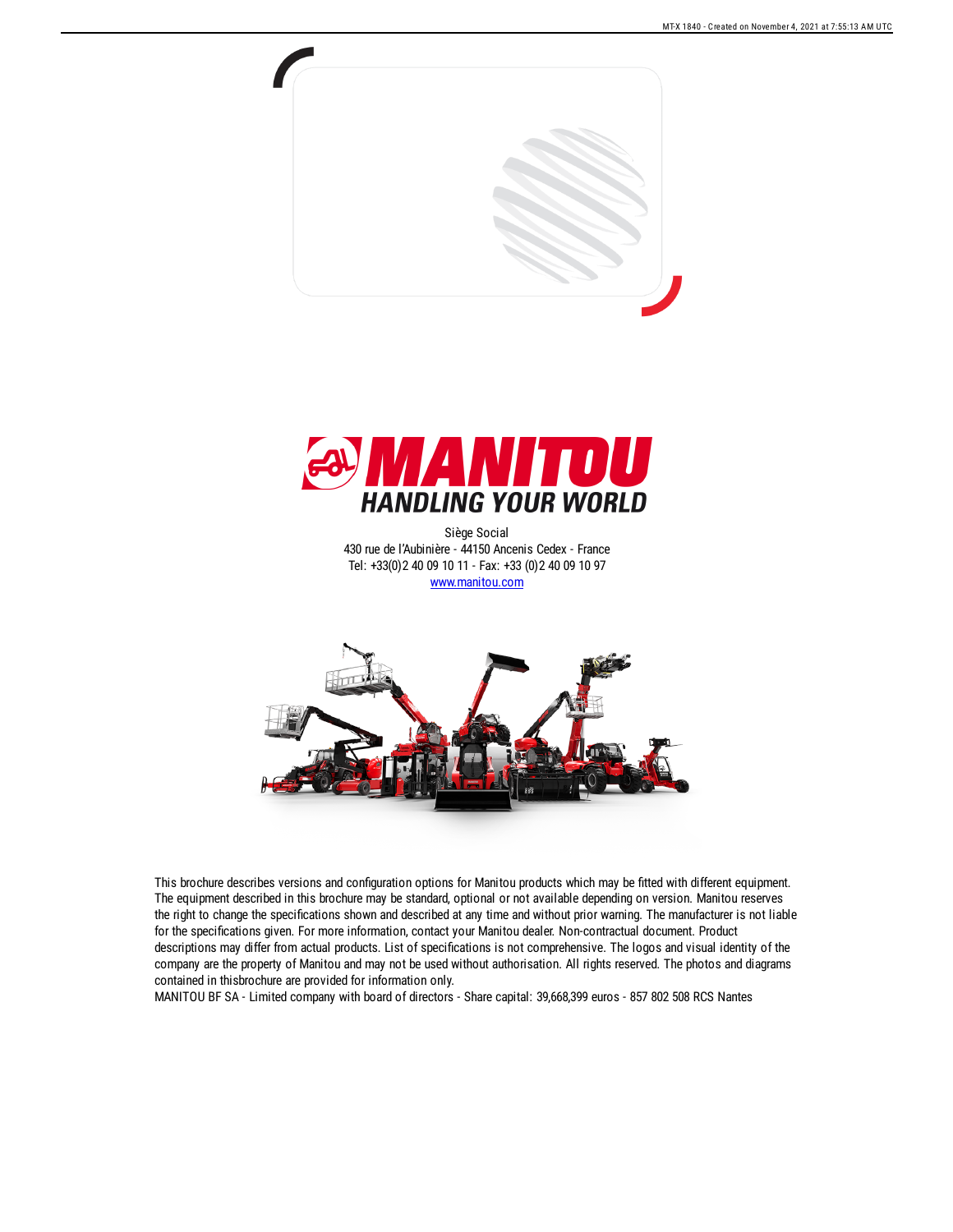MANITOU

HANDLING YOUR WORLD

Siège Social

430 rue de l'Aubinière - 44150 Ancenis Cedex - France

Tel: +33(0)2 40 09 10 11 - Fax: +33 (0)2 40 09 10 97

[www.manitou.com](http://www.manitou.com)

This brochure describes versions and configuration options for Manitou products which may be fitted with different equipment. The equipment described in this brochure may be standard, optional or not available depending on version. Manitou reserves the right to change the specifications shown and described at any time and without prior warning. The manufacturer is not liable for the specifications given. For more information, contact your Manitou dealer. Non-contractual document. Product descriptions may differ from actual products. List of specifications is not comprehensive. The logos and visual identity of the company are the property of Manitou and may not be used without authorisation. All rights reserved. The photos and diagrams contained in thisbrochure are provided for information only.

MANITOU BF SA - Limited company with board of directors - Share capital: 39,668,399 euros - 857 802 508 RCS Nantes